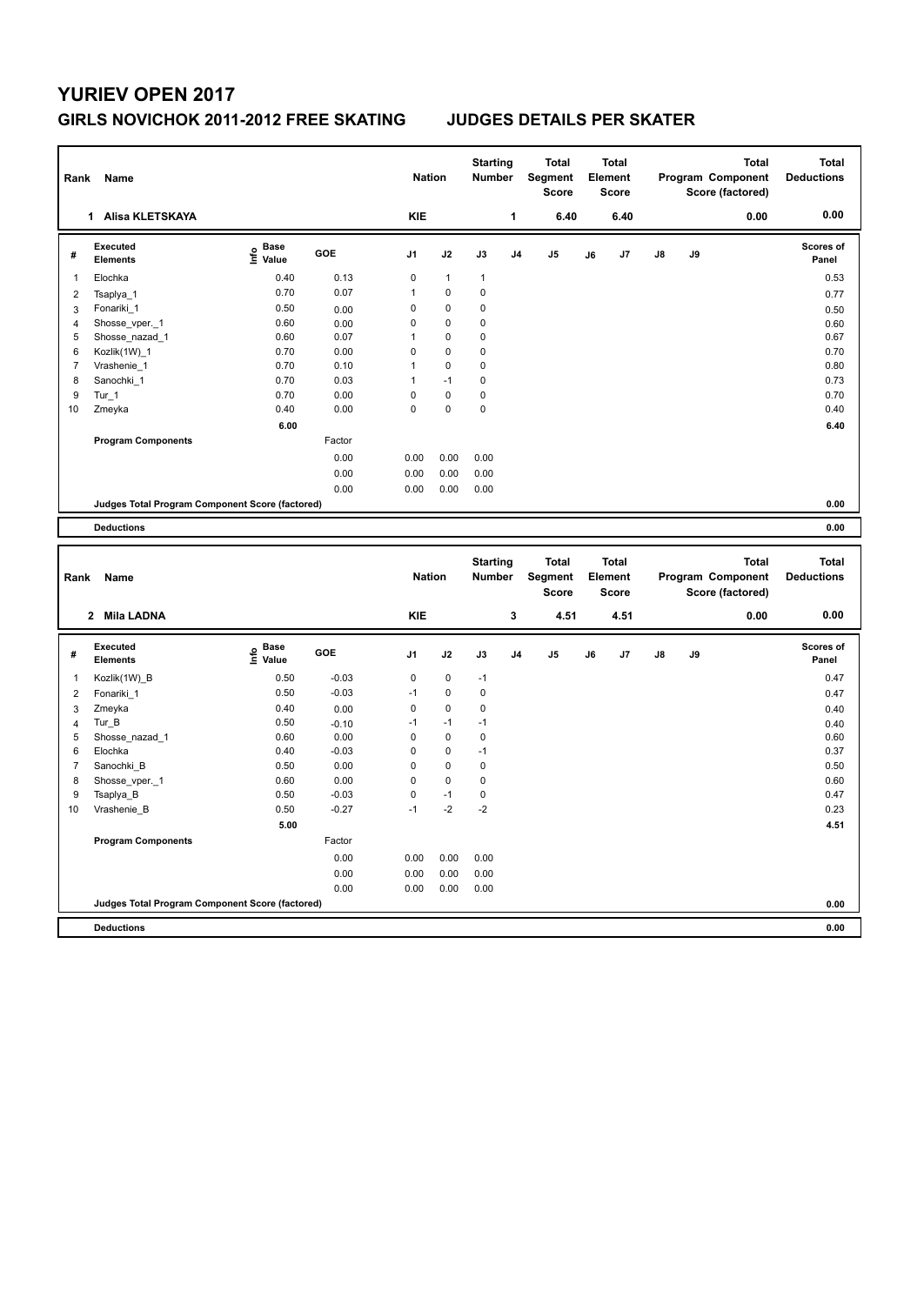# YURIEV OPEN 2017

## GIRLS NOVICHOK 2011-2012 FREE SKATING JUDGES DETAILS PER SKATER

| Rank | Name | Nation | Starting Number | Total Segment Score | Total Element Score | Total Program Component Score (factored) | Total Deductions |
|---|---|---|---|---|---|---|---|
| 1 | Alisa KLETSKAYA | KIE | 1 | 6.40 | 6.40 | 0.00 | 0.00 |

| # | Executed Elements | Info | Base Value | GOE | J1 | J2 | J3 | J4 | J5 | J6 | J7 | J8 | J9 | Scores of Panel |
|---|---|---|---|---|---|---|---|---|---|---|---|---|---|---|
| 1 | Elochka | | 0.40 | 0.13 | 0 | 1 | 1 | | | | | | | 0.53 |
| 2 | Tsaplya_1 | | 0.70 | 0.07 | 1 | 0 | 0 | | | | | | | 0.77 |
| 3 | Fonariki_1 | | 0.50 | 0.00 | 0 | 0 | 0 | | | | | | | 0.50 |
| 4 | Shosse_vper._1 | | 0.60 | 0.00 | 0 | 0 | 0 | | | | | | | 0.60 |
| 5 | Shosse_nazad_1 | | 0.60 | 0.07 | 1 | 0 | 0 | | | | | | | 0.67 |
| 6 | Kozlik(1W)_1 | | 0.70 | 0.00 | 0 | 0 | 0 | | | | | | | 0.70 |
| 7 | Vrashenie_1 | | 0.70 | 0.10 | 1 | 0 | 0 | | | | | | | 0.80 |
| 8 | Sanochki_1 | | 0.70 | 0.03 | 1 | -1 | 0 | | | | | | | 0.73 |
| 9 | Tur_1 | | 0.70 | 0.00 | 0 | 0 | 0 | | | | | | | 0.70 |
| 10 | Zmeyka | | 0.40 | 0.00 | 0 | 0 | 0 | | | | | | | 0.40 |
| | | | 6.00 | | | | | | | | | | | 6.40 |
| | Program Components | | | Factor | | | | | | | | | | |
| | | | | 0.00 | 0.00 | 0.00 | 0.00 | | | | | | | |
| | | | | 0.00 | 0.00 | 0.00 | 0.00 | | | | | | | |
| | | | | 0.00 | 0.00 | 0.00 | 0.00 | | | | | | | |
| | Judges Total Program Component Score (factored) | | | | | | | | | | | | | 0.00 |
| | Deductions | | | | | | | | | | | | | 0.00 |

| Rank | Name | Nation | Starting Number | Total Segment Score | Total Element Score | Total Program Component Score (factored) | Total Deductions |
|---|---|---|---|---|---|---|---|
| 2 | Mila LADNA | KIE | 3 | 4.51 | 4.51 | 0.00 | 0.00 |

| # | Executed Elements | Info | Base Value | GOE | J1 | J2 | J3 | J4 | J5 | J6 | J7 | J8 | J9 | Scores of Panel |
|---|---|---|---|---|---|---|---|---|---|---|---|---|---|---|
| 1 | Kozlik(1W)_B | | 0.50 | -0.03 | 0 | 0 | -1 | | | | | | | 0.47 |
| 2 | Fonariki_1 | | 0.50 | -0.03 | -1 | 0 | 0 | | | | | | | 0.47 |
| 3 | Zmeyka | | 0.40 | 0.00 | 0 | 0 | 0 | | | | | | | 0.40 |
| 4 | Tur_B | | 0.50 | -0.10 | -1 | -1 | -1 | | | | | | | 0.40 |
| 5 | Shosse_nazad_1 | | 0.60 | 0.00 | 0 | 0 | 0 | | | | | | | 0.60 |
| 6 | Elochka | | 0.40 | -0.03 | 0 | 0 | -1 | | | | | | | 0.37 |
| 7 | Sanochki_B | | 0.50 | 0.00 | 0 | 0 | 0 | | | | | | | 0.50 |
| 8 | Shosse_vper._1 | | 0.60 | 0.00 | 0 | 0 | 0 | | | | | | | 0.60 |
| 9 | Tsaplya_B | | 0.50 | -0.03 | 0 | -1 | 0 | | | | | | | 0.47 |
| 10 | Vrashenie_B | | 0.50 | -0.27 | -1 | -2 | -2 | | | | | | | 0.23 |
| | | | 5.00 | | | | | | | | | | | 4.51 |
| | Program Components | | | Factor | | | | | | | | | | |
| | | | | 0.00 | 0.00 | 0.00 | 0.00 | | | | | | | |
| | | | | 0.00 | 0.00 | 0.00 | 0.00 | | | | | | | |
| | | | | 0.00 | 0.00 | 0.00 | 0.00 | | | | | | | |
| | Judges Total Program Component Score (factored) | | | | | | | | | | | | | 0.00 |
| | Deductions | | | | | | | | | | | | | 0.00 |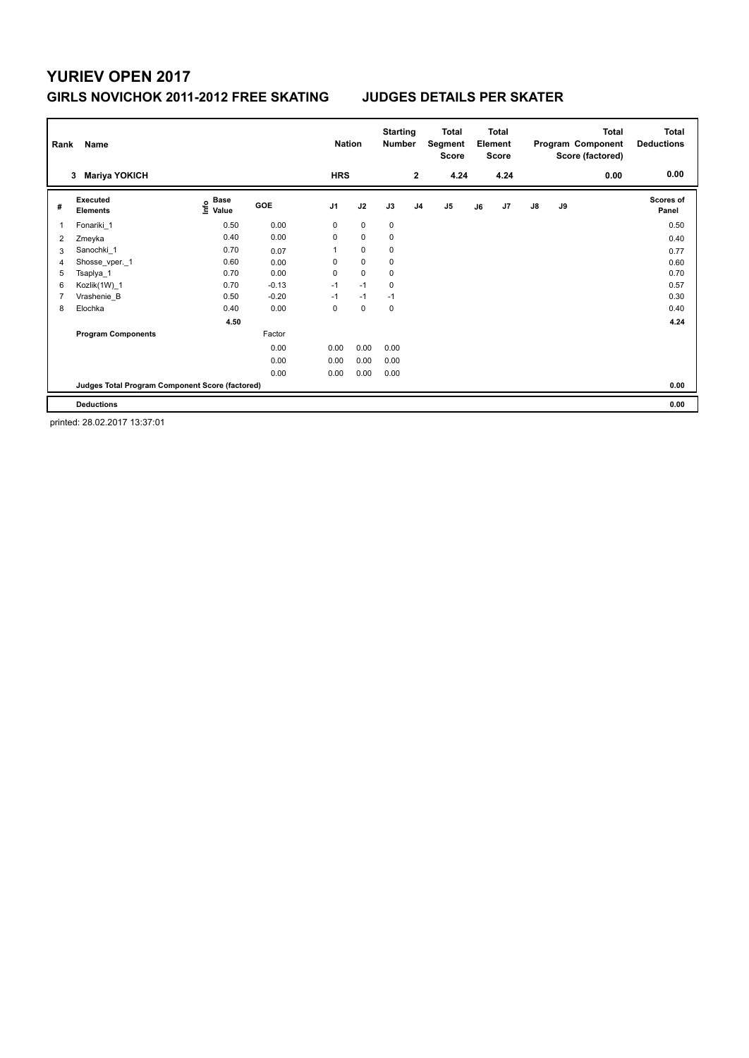# YURIEV OPEN 2017

## GIRLS NOVICHOK 2011-2012 FREE SKATING JUDGES DETAILS PER SKATER

| Rank | Name | Nation | Starting Number | Total Segment Score | Total Element Score | Total Program Component Score (factored) | Total Deductions |
|---|---|---|---|---|---|---|---|
| 3 | Mariya YOKICH | HRS | 2 | 4.24 | 4.24 | 0.00 | 0.00 |

| # | Executed Elements | Info | Base Value | GOE | J1 | J2 | J3 | J4 | J5 | J6 | J7 | J8 | J9 | Scores of Panel |
|---|---|---|---|---|---|---|---|---|---|---|---|---|---|---|
| 1 | Fonariki_1 | | 0.50 | 0.00 | 0 | 0 | 0 | | | | | | | 0.50 |
| 2 | Zmeyka | | 0.40 | 0.00 | 0 | 0 | 0 | | | | | | | 0.40 |
| 3 | Sanochki_1 | | 0.70 | 0.07 | 1 | 0 | 0 | | | | | | | 0.77 |
| 4 | Shosse_vper._1 | | 0.60 | 0.00 | 0 | 0 | 0 | | | | | | | 0.60 |
| 5 | Tsaplya_1 | | 0.70 | 0.00 | 0 | 0 | 0 | | | | | | | 0.70 |
| 6 | Kozlik(1W)_1 | | 0.70 | -0.13 | -1 | -1 | 0 | | | | | | | 0.57 |
| 7 | Vrashenie_B | | 0.50 | -0.20 | -1 | -1 | -1 | | | | | | | 0.30 |
| 8 | Elochka | | 0.40 | 0.00 | 0 | 0 | 0 | | | | | | | 0.40 |
| | | | 4.50 | | | | | | | | | | | 4.24 |
| | Program Components | | | Factor | | | | | | | | | | |
| | | | | 0.00 | 0.00 | 0.00 | 0.00 | | | | | | | |
| | | | | 0.00 | 0.00 | 0.00 | 0.00 | | | | | | | |
| | | | | 0.00 | 0.00 | 0.00 | 0.00 | | | | | | | |
| | Judges Total Program Component Score (factored) | | | | | | | | | | | | | 0.00 |
| | Deductions | | | | | | | | | | | | | 0.00 |

printed: 28.02.2017 13:37:01